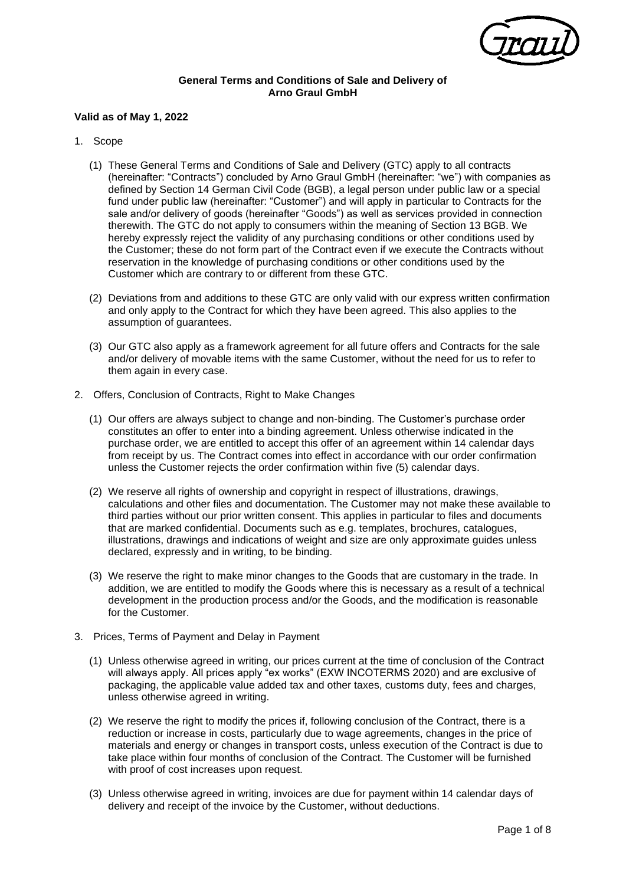**General Terms and Conditions of Sale and Delivery of Arno Graul GmbH**

**Valid as of May 1, 2022**

1. Scope

   (1) These General Terms and Conditions of Sale and Delivery (GTC) apply to all contracts (hereinafter: "Contracts") concluded by Arno Graul GmbH (hereinafter: "we") with companies as defined by Section 14 German Civil Code (BGB), a legal person under public law or a special fund under public law (hereinafter: "Customer") and will apply in particular to Contracts for the sale and/or delivery of goods (hereinafter "Goods") as well as services provided in connection therewith. The GTC do not apply to consumers within the meaning of Section 13 BGB. We hereby expressly reject the validity of any purchasing conditions or other conditions used by the Customer; these do not form part of the Contract even if we execute the Contracts without reservation in the knowledge of purchasing conditions or other conditions used by the Customer which are contrary to or different from these GTC.

   (2) Deviations from and additions to these GTC are only valid with our express written confirmation and only apply to the Contract for which they have been agreed. This also applies to the assumption of guarantees.

   (3) Our GTC also apply as a framework agreement for all future offers and Contracts for the sale and/or delivery of movable items with the same Customer, without the need for us to refer to them again in every case.

2. Offers, Conclusion of Contracts, Right to Make Changes

   (1) Our offers are always subject to change and non-binding. The Customer's purchase order constitutes an offer to enter into a binding agreement. Unless otherwise indicated in the purchase order, we are entitled to accept this offer of an agreement within 14 calendar days from receipt by us. The Contract comes into effect in accordance with our order confirmation unless the Customer rejects the order confirmation within five (5) calendar days.

   (2) We reserve all rights of ownership and copyright in respect of illustrations, drawings, calculations and other files and documentation. The Customer may not make these available to third parties without our prior written consent. This applies in particular to files and documents that are marked confidential. Documents such as e.g. templates, brochures, catalogues, illustrations, drawings and indications of weight and size are only approximate guides unless declared, expressly and in writing, to be binding.

   (3) We reserve the right to make minor changes to the Goods that are customary in the trade. In addition, we are entitled to modify the Goods where this is necessary as a result of a technical development in the production process and/or the Goods, and the modification is reasonable for the Customer.

3. Prices, Terms of Payment and Delay in Payment

   (1) Unless otherwise agreed in writing, our prices current at the time of conclusion of the Contract will always apply. All prices apply "ex works" (EXW INCOTERMS 2020) and are exclusive of packaging, the applicable value added tax and other taxes, customs duty, fees and charges, unless otherwise agreed in writing.

   (2) We reserve the right to modify the prices if, following conclusion of the Contract, there is a reduction or increase in costs, particularly due to wage agreements, changes in the price of materials and energy or changes in transport costs, unless execution of the Contract is due to take place within four months of conclusion of the Contract. The Customer will be furnished with proof of cost increases upon request.

   (3) Unless otherwise agreed in writing, invoices are due for payment within 14 calendar days of delivery and receipt of the invoice by the Customer, without deductions.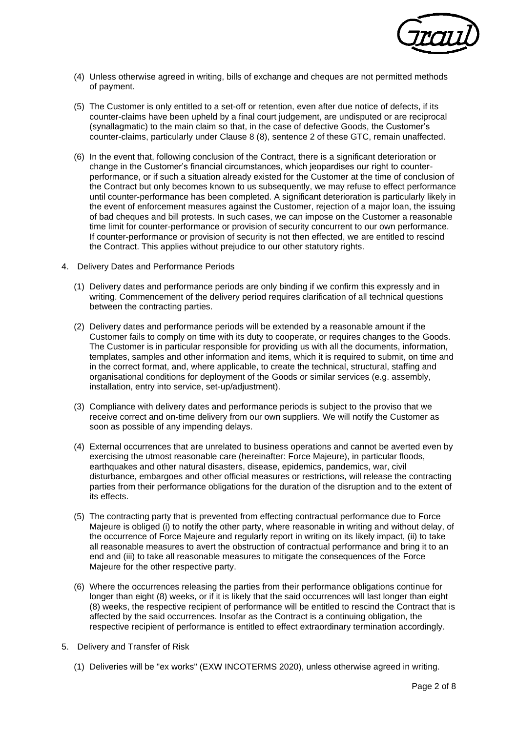(4) Unless otherwise agreed in writing, bills of exchange and cheques are not permitted methods of payment.

(5) The Customer is only entitled to a set-off or retention, even after due notice of defects, if its counter-claims have been upheld by a final court judgement, are undisputed or are reciprocal (synallagmatic) to the main claim so that, in the case of defective Goods, the Customer's counter-claims, particularly under Clause 8 (8), sentence 2 of these GTC, remain unaffected.

(6) In the event that, following conclusion of the Contract, there is a significant deterioration or change in the Customer's financial circumstances, which jeopardises our right to counter-performance, or if such a situation already existed for the Customer at the time of conclusion of the Contract but only becomes known to us subsequently, we may refuse to effect performance until counter-performance has been completed. A significant deterioration is particularly likely in the event of enforcement measures against the Customer, rejection of a major loan, the issuing of bad cheques and bill protests. In such cases, we can impose on the Customer a reasonable time limit for counter-performance or provision of security concurrent to our own performance. If counter-performance or provision of security is not then effected, we are entitled to rescind the Contract. This applies without prejudice to our other statutory rights.

4. Delivery Dates and Performance Periods

(1) Delivery dates and performance periods are only binding if we confirm this expressly and in writing. Commencement of the delivery period requires clarification of all technical questions between the contracting parties.

(2) Delivery dates and performance periods will be extended by a reasonable amount if the Customer fails to comply on time with its duty to cooperate, or requires changes to the Goods. The Customer is in particular responsible for providing us with all the documents, information, templates, samples and other information and items, which it is required to submit, on time and in the correct format, and, where applicable, to create the technical, structural, staffing and organisational conditions for deployment of the Goods or similar services (e.g. assembly, installation, entry into service, set-up/adjustment).

(3) Compliance with delivery dates and performance periods is subject to the proviso that we receive correct and on-time delivery from our own suppliers. We will notify the Customer as soon as possible of any impending delays.

(4) External occurrences that are unrelated to business operations and cannot be averted even by exercising the utmost reasonable care (hereinafter: Force Majeure), in particular floods, earthquakes and other natural disasters, disease, epidemics, pandemics, war, civil disturbance, embargoes and other official measures or restrictions, will release the contracting parties from their performance obligations for the duration of the disruption and to the extent of its effects.

(5) The contracting party that is prevented from effecting contractual performance due to Force Majeure is obliged (i) to notify the other party, where reasonable in writing and without delay, of the occurrence of Force Majeure and regularly report in writing on its likely impact, (ii) to take all reasonable measures to avert the obstruction of contractual performance and bring it to an end and (iii) to take all reasonable measures to mitigate the consequences of the Force Majeure for the other respective party.

(6) Where the occurrences releasing the parties from their performance obligations continue for longer than eight (8) weeks, or if it is likely that the said occurrences will last longer than eight (8) weeks, the respective recipient of performance will be entitled to rescind the Contract that is affected by the said occurrences. Insofar as the Contract is a continuing obligation, the respective recipient of performance is entitled to effect extraordinary termination accordingly.

5. Delivery and Transfer of Risk

(1) Deliveries will be "ex works" (EXW INCOTERMS 2020), unless otherwise agreed in writing.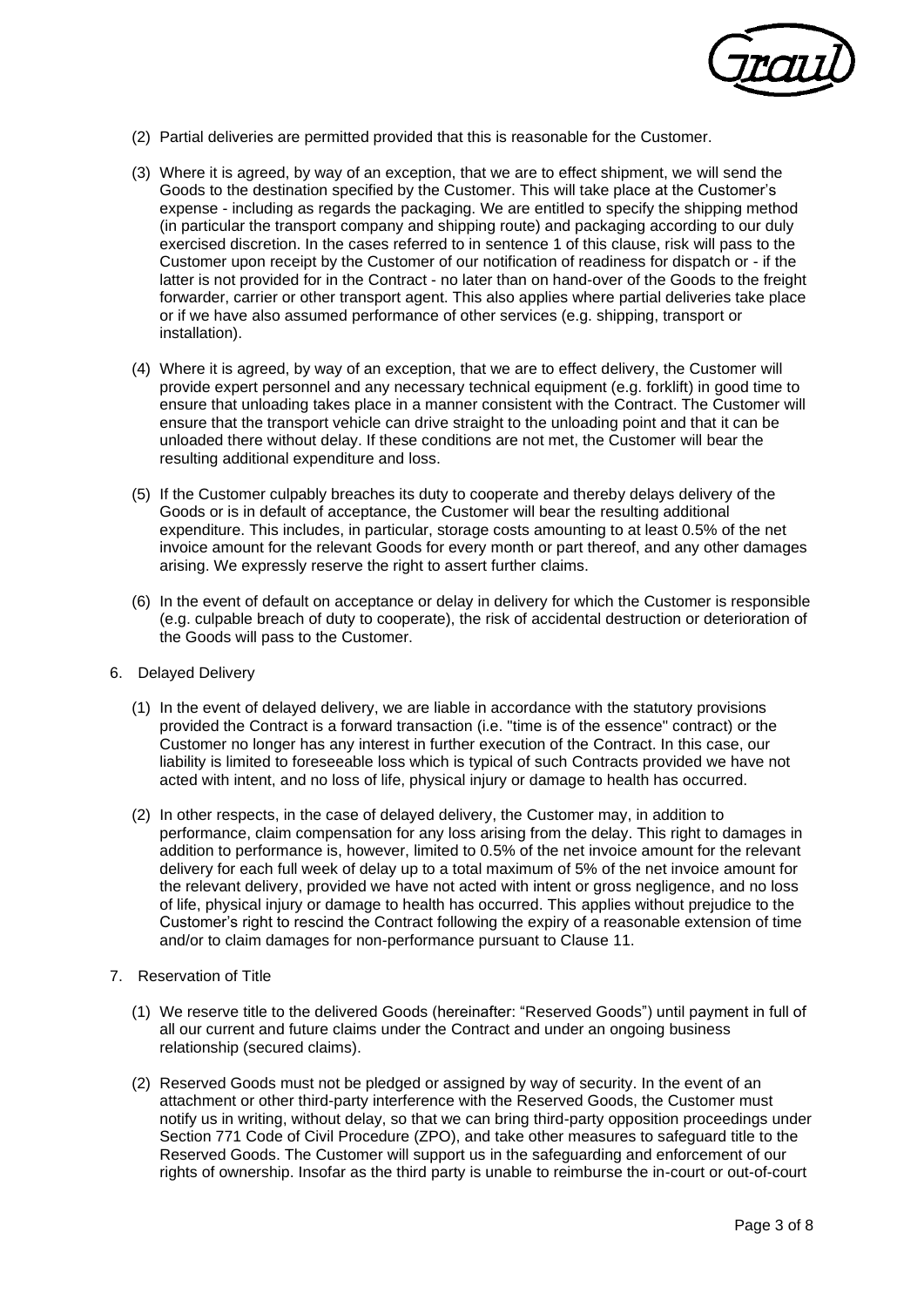(2) Partial deliveries are permitted provided that this is reasonable for the Customer.

(3) Where it is agreed, by way of an exception, that we are to effect shipment, we will send the Goods to the destination specified by the Customer. This will take place at the Customer's expense - including as regards the packaging. We are entitled to specify the shipping method (in particular the transport company and shipping route) and packaging according to our duly exercised discretion. In the cases referred to in sentence 1 of this clause, risk will pass to the Customer upon receipt by the Customer of our notification of readiness for dispatch or - if the latter is not provided for in the Contract - no later than on hand-over of the Goods to the freight forwarder, carrier or other transport agent. This also applies where partial deliveries take place or if we have also assumed performance of other services (e.g. shipping, transport or installation).

(4) Where it is agreed, by way of an exception, that we are to effect delivery, the Customer will provide expert personnel and any necessary technical equipment (e.g. forklift) in good time to ensure that unloading takes place in a manner consistent with the Contract. The Customer will ensure that the transport vehicle can drive straight to the unloading point and that it can be unloaded there without delay. If these conditions are not met, the Customer will bear the resulting additional expenditure and loss.

(5) If the Customer culpably breaches its duty to cooperate and thereby delays delivery of the Goods or is in default of acceptance, the Customer will bear the resulting additional expenditure. This includes, in particular, storage costs amounting to at least 0.5% of the net invoice amount for the relevant Goods for every month or part thereof, and any other damages arising. We expressly reserve the right to assert further claims.

(6) In the event of default on acceptance or delay in delivery for which the Customer is responsible (e.g. culpable breach of duty to cooperate), the risk of accidental destruction or deterioration of the Goods will pass to the Customer.

6. Delayed Delivery

(1) In the event of delayed delivery, we are liable in accordance with the statutory provisions provided the Contract is a forward transaction (i.e. "time is of the essence" contract) or the Customer no longer has any interest in further execution of the Contract. In this case, our liability is limited to foreseeable loss which is typical of such Contracts provided we have not acted with intent, and no loss of life, physical injury or damage to health has occurred.

(2) In other respects, in the case of delayed delivery, the Customer may, in addition to performance, claim compensation for any loss arising from the delay. This right to damages in addition to performance is, however, limited to 0.5% of the net invoice amount for the relevant delivery for each full week of delay up to a total maximum of 5% of the net invoice amount for the relevant delivery, provided we have not acted with intent or gross negligence, and no loss of life, physical injury or damage to health has occurred. This applies without prejudice to the Customer's right to rescind the Contract following the expiry of a reasonable extension of time and/or to claim damages for non-performance pursuant to Clause 11.

7. Reservation of Title

(1) We reserve title to the delivered Goods (hereinafter: "Reserved Goods") until payment in full of all our current and future claims under the Contract and under an ongoing business relationship (secured claims).

(2) Reserved Goods must not be pledged or assigned by way of security. In the event of an attachment or other third-party interference with the Reserved Goods, the Customer must notify us in writing, without delay, so that we can bring third-party opposition proceedings under Section 771 Code of Civil Procedure (ZPO), and take other measures to safeguard title to the Reserved Goods. The Customer will support us in the safeguarding and enforcement of our rights of ownership. Insofar as the third party is unable to reimburse the in-court or out-of-court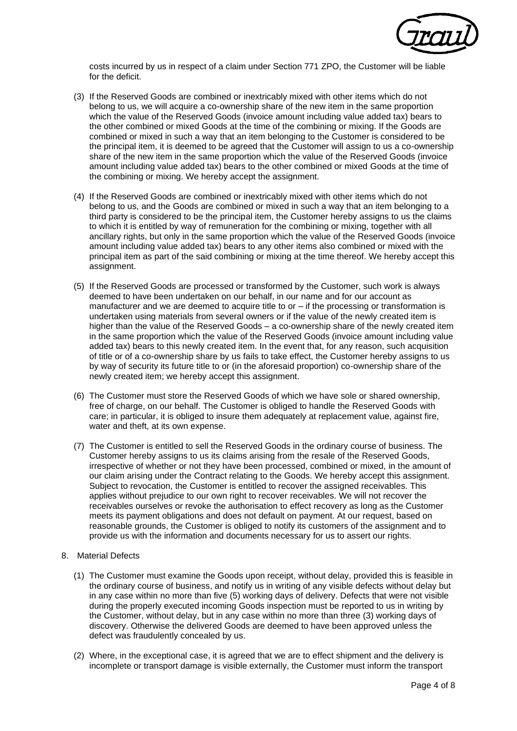costs incurred by us in respect of a claim under Section 771 ZPO, the Customer will be liable for the deficit.

(3) If the Reserved Goods are combined or inextricably mixed with other items which do not belong to us, we will acquire a co-ownership share of the new item in the same proportion which the value of the Reserved Goods (invoice amount including value added tax) bears to the other combined or mixed Goods at the time of the combining or mixing. If the Goods are combined or mixed in such a way that an item belonging to the Customer is considered to be the principal item, it is deemed to be agreed that the Customer will assign to us a co-ownership share of the new item in the same proportion which the value of the Reserved Goods (invoice amount including value added tax) bears to the other combined or mixed Goods at the time of the combining or mixing. We hereby accept the assignment.

(4) If the Reserved Goods are combined or inextricably mixed with other items which do not belong to us, and the Goods are combined or mixed in such a way that an item belonging to a third party is considered to be the principal item, the Customer hereby assigns to us the claims to which it is entitled by way of remuneration for the combining or mixing, together with all ancillary rights, but only in the same proportion which the value of the Reserved Goods (invoice amount including value added tax) bears to any other items also combined or mixed with the principal item as part of the said combining or mixing at the time thereof. We hereby accept this assignment.

(5) If the Reserved Goods are processed or transformed by the Customer, such work is always deemed to have been undertaken on our behalf, in our name and for our account as manufacturer and we are deemed to acquire title to or – if the processing or transformation is undertaken using materials from several owners or if the value of the newly created item is higher than the value of the Reserved Goods – a co-ownership share of the newly created item in the same proportion which the value of the Reserved Goods (invoice amount including value added tax) bears to this newly created item. In the event that, for any reason, such acquisition of title or of a co-ownership share by us fails to take effect, the Customer hereby assigns to us by way of security its future title to or (in the aforesaid proportion) co-ownership share of the newly created item; we hereby accept this assignment.

(6) The Customer must store the Reserved Goods of which we have sole or shared ownership, free of charge, on our behalf. The Customer is obliged to handle the Reserved Goods with care; in particular, it is obliged to insure them adequately at replacement value, against fire, water and theft, at its own expense.

(7) The Customer is entitled to sell the Reserved Goods in the ordinary course of business. The Customer hereby assigns to us its claims arising from the resale of the Reserved Goods, irrespective of whether or not they have been processed, combined or mixed, in the amount of our claim arising under the Contract relating to the Goods. We hereby accept this assignment. Subject to revocation, the Customer is entitled to recover the assigned receivables. This applies without prejudice to our own right to recover receivables. We will not recover the receivables ourselves or revoke the authorisation to effect recovery as long as the Customer meets its payment obligations and does not default on payment. At our request, based on reasonable grounds, the Customer is obliged to notify its customers of the assignment and to provide us with the information and documents necessary for us to assert our rights.

8. Material Defects

(1) The Customer must examine the Goods upon receipt, without delay, provided this is feasible in the ordinary course of business, and notify us in writing of any visible defects without delay but in any case within no more than five (5) working days of delivery. Defects that were not visible during the properly executed incoming Goods inspection must be reported to us in writing by the Customer, without delay, but in any case within no more than three (3) working days of discovery. Otherwise the delivered Goods are deemed to have been approved unless the defect was fraudulently concealed by us.

(2) Where, in the exceptional case, it is agreed that we are to effect shipment and the delivery is incomplete or transport damage is visible externally, the Customer must inform the transport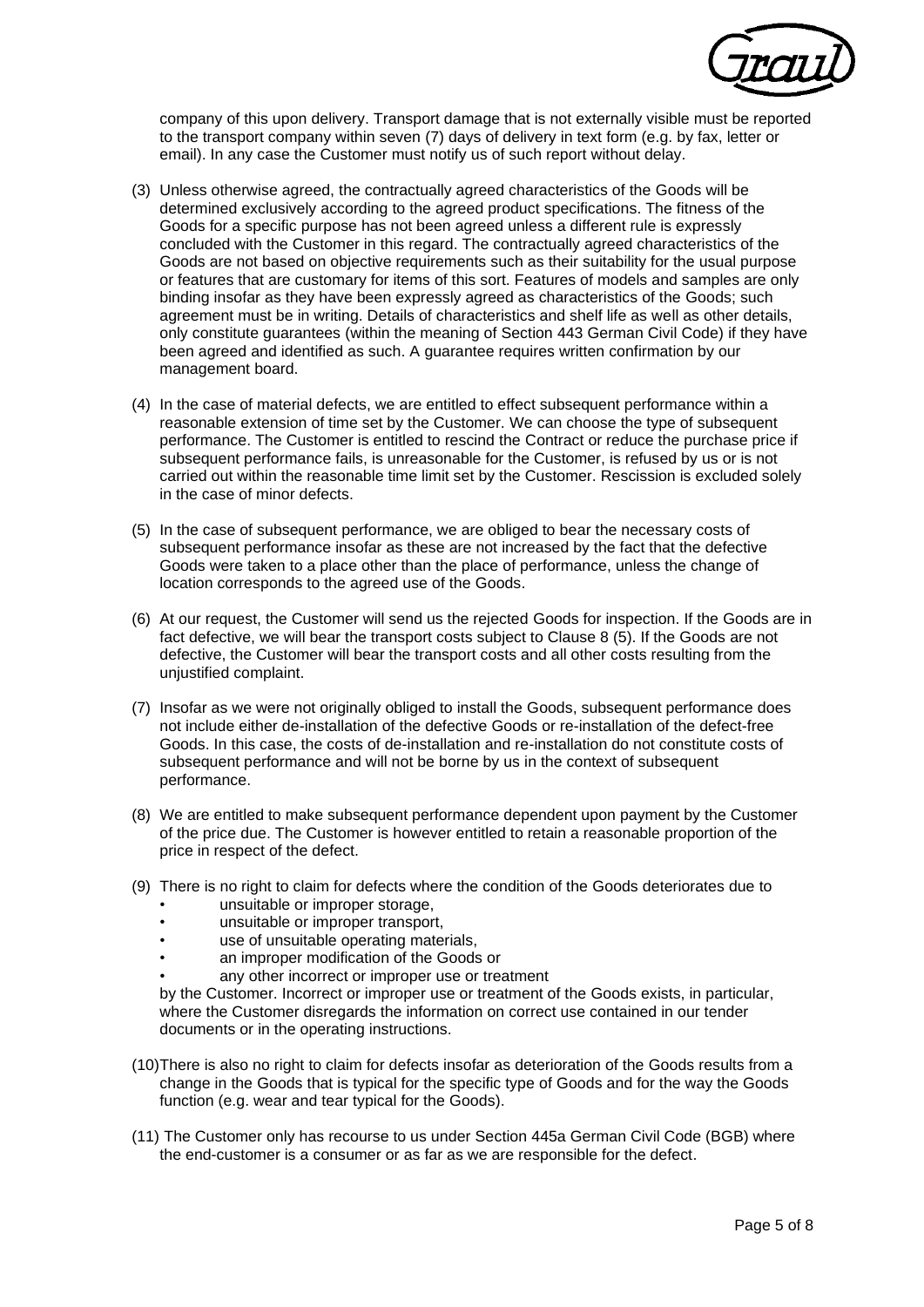company of this upon delivery. Transport damage that is not externally visible must be reported to the transport company within seven (7) days of delivery in text form (e.g. by fax, letter or email). In any case the Customer must notify us of such report without delay.

(3) Unless otherwise agreed, the contractually agreed characteristics of the Goods will be determined exclusively according to the agreed product specifications. The fitness of the Goods for a specific purpose has not been agreed unless a different rule is expressly concluded with the Customer in this regard. The contractually agreed characteristics of the Goods are not based on objective requirements such as their suitability for the usual purpose or features that are customary for items of this sort. Features of models and samples are only binding insofar as they have been expressly agreed as characteristics of the Goods; such agreement must be in writing. Details of characteristics and shelf life as well as other details, only constitute guarantees (within the meaning of Section 443 German Civil Code) if they have been agreed and identified as such. A guarantee requires written confirmation by our management board.

(4) In the case of material defects, we are entitled to effect subsequent performance within a reasonable extension of time set by the Customer. We can choose the type of subsequent performance. The Customer is entitled to rescind the Contract or reduce the purchase price if subsequent performance fails, is unreasonable for the Customer, is refused by us or is not carried out within the reasonable time limit set by the Customer. Rescission is excluded solely in the case of minor defects.

(5) In the case of subsequent performance, we are obliged to bear the necessary costs of subsequent performance insofar as these are not increased by the fact that the defective Goods were taken to a place other than the place of performance, unless the change of location corresponds to the agreed use of the Goods.

(6) At our request, the Customer will send us the rejected Goods for inspection. If the Goods are in fact defective, we will bear the transport costs subject to Clause 8 (5). If the Goods are not defective, the Customer will bear the transport costs and all other costs resulting from the unjustified complaint.

(7) Insofar as we were not originally obliged to install the Goods, subsequent performance does not include either de-installation of the defective Goods or re-installation of the defect-free Goods. In this case, the costs of de-installation and re-installation do not constitute costs of subsequent performance and will not be borne by us in the context of subsequent performance.

(8) We are entitled to make subsequent performance dependent upon payment by the Customer of the price due. The Customer is however entitled to retain a reasonable proportion of the price in respect of the defect.

(9) There is no right to claim for defects where the condition of the Goods deteriorates due to
  - unsuitable or improper storage,
  - unsuitable or improper transport,
  - use of unsuitable operating materials,
  - an improper modification of the Goods or
  - any other incorrect or improper use or treatment

  by the Customer. Incorrect or improper use or treatment of the Goods exists, in particular, where the Customer disregards the information on correct use contained in our tender documents or in the operating instructions.

(10) There is also no right to claim for defects insofar as deterioration of the Goods results from a change in the Goods that is typical for the specific type of Goods and for the way the Goods function (e.g. wear and tear typical for the Goods).

(11) The Customer only has recourse to us under Section 445a German Civil Code (BGB) where the end-customer is a consumer or as far as we are responsible for the defect.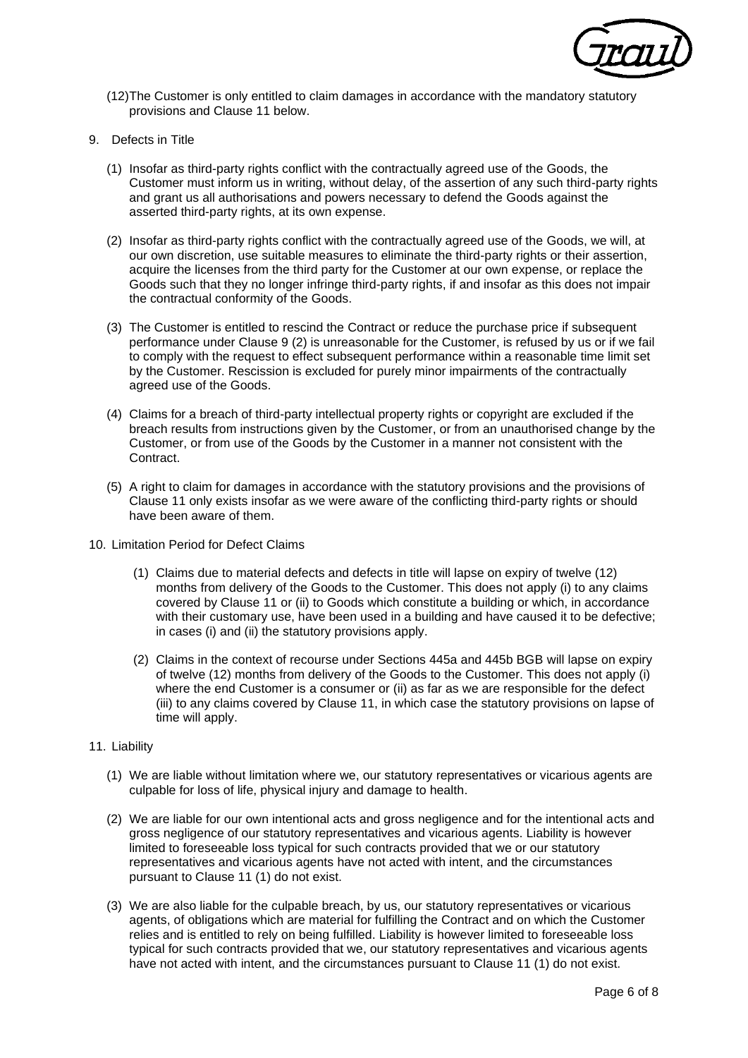(12) The Customer is only entitled to claim damages in accordance with the mandatory statutory provisions and Clause 11 below.

## 9. Defects in Title

(1) Insofar as third-party rights conflict with the contractually agreed use of the Goods, the Customer must inform us in writing, without delay, of the assertion of any such third-party rights and grant us all authorisations and powers necessary to defend the Goods against the asserted third-party rights, at its own expense.

(2) Insofar as third-party rights conflict with the contractually agreed use of the Goods, we will, at our own discretion, use suitable measures to eliminate the third-party rights or their assertion, acquire the licenses from the third party for the Customer at our own expense, or replace the Goods such that they no longer infringe third-party rights, if and insofar as this does not impair the contractual conformity of the Goods.

(3) The Customer is entitled to rescind the Contract or reduce the purchase price if subsequent performance under Clause 9 (2) is unreasonable for the Customer, is refused by us or if we fail to comply with the request to effect subsequent performance within a reasonable time limit set by the Customer. Rescission is excluded for purely minor impairments of the contractually agreed use of the Goods.

(4) Claims for a breach of third-party intellectual property rights or copyright are excluded if the breach results from instructions given by the Customer, or from an unauthorised change by the Customer, or from use of the Goods by the Customer in a manner not consistent with the Contract.

(5) A right to claim for damages in accordance with the statutory provisions and the provisions of Clause 11 only exists insofar as we were aware of the conflicting third-party rights or should have been aware of them.

## 10. Limitation Period for Defect Claims

(1) Claims due to material defects and defects in title will lapse on expiry of twelve (12) months from delivery of the Goods to the Customer. This does not apply (i) to any claims covered by Clause 11 or (ii) to Goods which constitute a building or which, in accordance with their customary use, have been used in a building and have caused it to be defective; in cases (i) and (ii) the statutory provisions apply.

(2) Claims in the context of recourse under Sections 445a and 445b BGB will lapse on expiry of twelve (12) months from delivery of the Goods to the Customer. This does not apply (i) where the end Customer is a consumer or (ii) as far as we are responsible for the defect (iii) to any claims covered by Clause 11, in which case the statutory provisions on lapse of time will apply.

## 11. Liability

(1) We are liable without limitation where we, our statutory representatives or vicarious agents are culpable for loss of life, physical injury and damage to health.

(2) We are liable for our own intentional acts and gross negligence and for the intentional acts and gross negligence of our statutory representatives and vicarious agents. Liability is however limited to foreseeable loss typical for such contracts provided that we or our statutory representatives and vicarious agents have not acted with intent, and the circumstances pursuant to Clause 11 (1) do not exist.

(3) We are also liable for the culpable breach, by us, our statutory representatives or vicarious agents, of obligations which are material for fulfilling the Contract and on which the Customer relies and is entitled to rely on being fulfilled. Liability is however limited to foreseeable loss typical for such contracts provided that we, our statutory representatives and vicarious agents have not acted with intent, and the circumstances pursuant to Clause 11 (1) do not exist.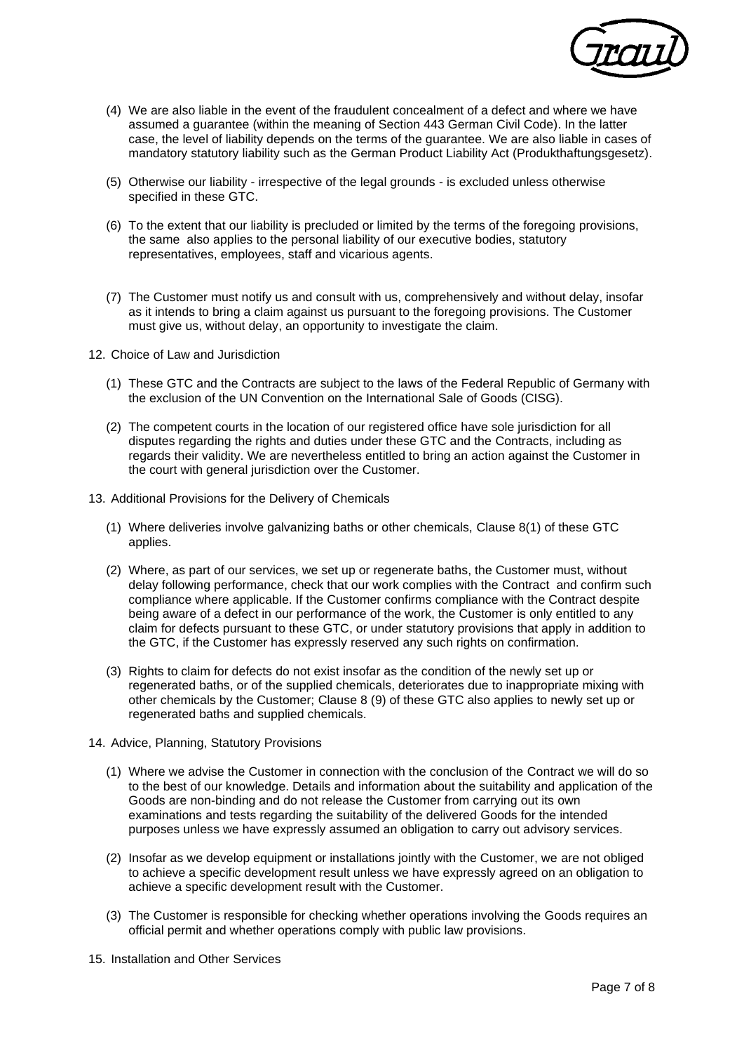(4) We are also liable in the event of the fraudulent concealment of a defect and where we have assumed a guarantee (within the meaning of Section 443 German Civil Code). In the latter case, the level of liability depends on the terms of the guarantee. We are also liable in cases of mandatory statutory liability such as the German Product Liability Act (Produkthaftungsgesetz).

(5) Otherwise our liability - irrespective of the legal grounds - is excluded unless otherwise specified in these GTC.

(6) To the extent that our liability is precluded or limited by the terms of the foregoing provisions, the same also applies to the personal liability of our executive bodies, statutory representatives, employees, staff and vicarious agents.

(7) The Customer must notify us and consult with us, comprehensively and without delay, insofar as it intends to bring a claim against us pursuant to the foregoing provisions. The Customer must give us, without delay, an opportunity to investigate the claim.

## 12. Choice of Law and Jurisdiction

(1) These GTC and the Contracts are subject to the laws of the Federal Republic of Germany with the exclusion of the UN Convention on the International Sale of Goods (CISG).

(2) The competent courts in the location of our registered office have sole jurisdiction for all disputes regarding the rights and duties under these GTC and the Contracts, including as regards their validity. We are nevertheless entitled to bring an action against the Customer in the court with general jurisdiction over the Customer.

## 13. Additional Provisions for the Delivery of Chemicals

(1) Where deliveries involve galvanizing baths or other chemicals, Clause 8(1) of these GTC applies.

(2) Where, as part of our services, we set up or regenerate baths, the Customer must, without delay following performance, check that our work complies with the Contract and confirm such compliance where applicable. If the Customer confirms compliance with the Contract despite being aware of a defect in our performance of the work, the Customer is only entitled to any claim for defects pursuant to these GTC, or under statutory provisions that apply in addition to the GTC, if the Customer has expressly reserved any such rights on confirmation.

(3) Rights to claim for defects do not exist insofar as the condition of the newly set up or regenerated baths, or of the supplied chemicals, deteriorates due to inappropriate mixing with other chemicals by the Customer; Clause 8 (9) of these GTC also applies to newly set up or regenerated baths and supplied chemicals.

## 14. Advice, Planning, Statutory Provisions

(1) Where we advise the Customer in connection with the conclusion of the Contract we will do so to the best of our knowledge. Details and information about the suitability and application of the Goods are non-binding and do not release the Customer from carrying out its own examinations and tests regarding the suitability of the delivered Goods for the intended purposes unless we have expressly assumed an obligation to carry out advisory services.

(2) Insofar as we develop equipment or installations jointly with the Customer, we are not obliged to achieve a specific development result unless we have expressly agreed on an obligation to achieve a specific development result with the Customer.

(3) The Customer is responsible for checking whether operations involving the Goods requires an official permit and whether operations comply with public law provisions.

## 15. Installation and Other Services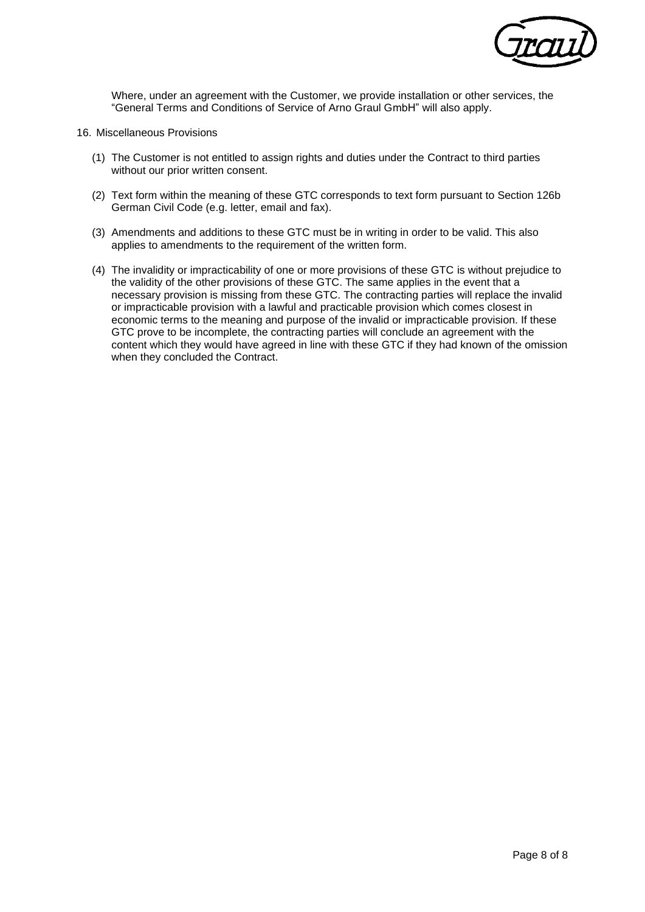Where, under an agreement with the Customer, we provide installation or other services, the "General Terms and Conditions of Service of Arno Graul GmbH" will also apply.

16. Miscellaneous Provisions

(1) The Customer is not entitled to assign rights and duties under the Contract to third parties without our prior written consent.

(2) Text form within the meaning of these GTC corresponds to text form pursuant to Section 126b German Civil Code (e.g. letter, email and fax).

(3) Amendments and additions to these GTC must be in writing in order to be valid. This also applies to amendments to the requirement of the written form.

(4) The invalidity or impracticability of one or more provisions of these GTC is without prejudice to the validity of the other provisions of these GTC. The same applies in the event that a necessary provision is missing from these GTC. The contracting parties will replace the invalid or impracticable provision with a lawful and practicable provision which comes closest in economic terms to the meaning and purpose of the invalid or impracticable provision. If these GTC prove to be incomplete, the contracting parties will conclude an agreement with the content which they would have agreed in line with these GTC if they had known of the omission when they concluded the Contract.